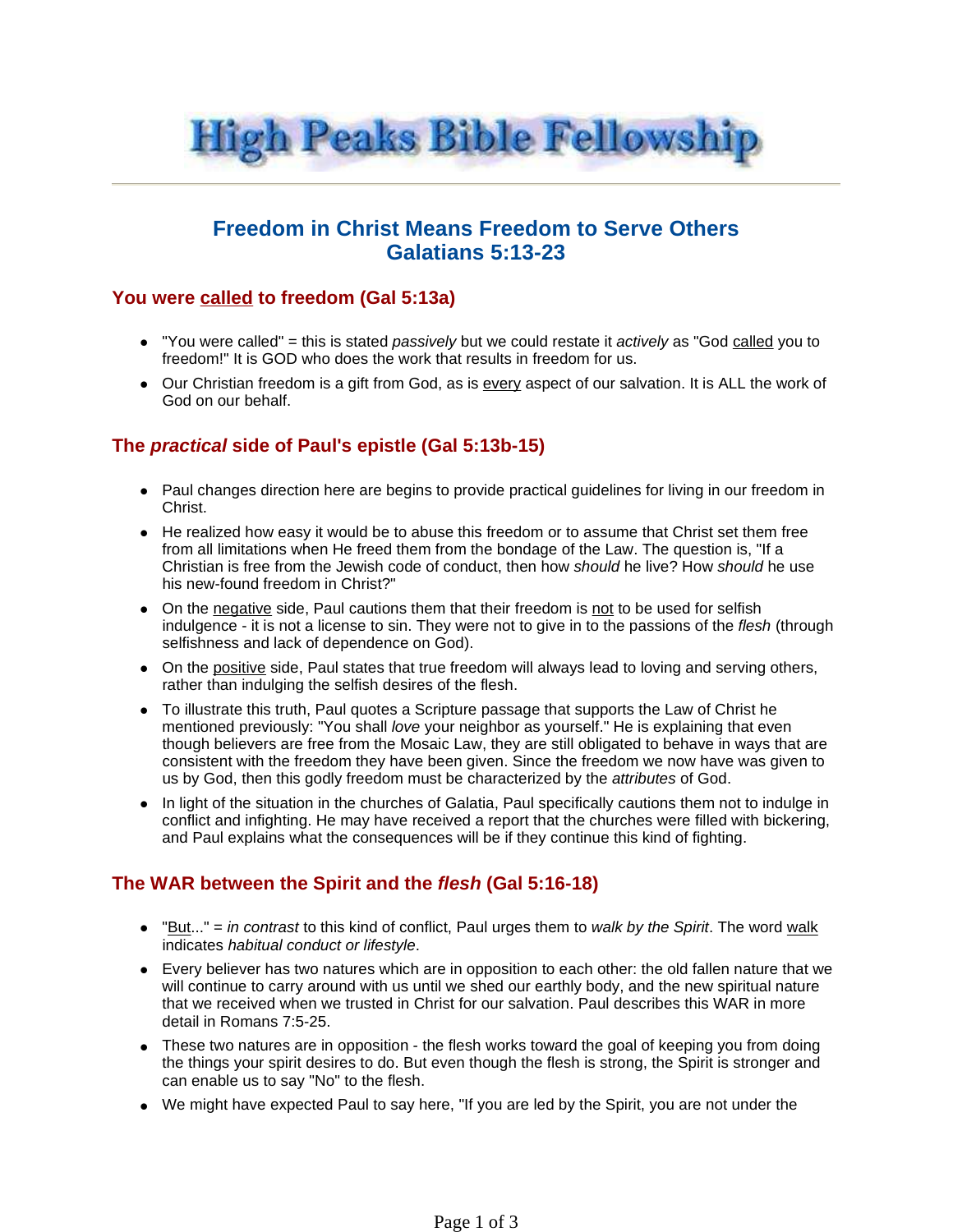# High Peaks Bible Fellowship

## Freedom in Christ Means Freedom to Serve Others
## Galatians 5:13-23

### You were <u>called</u> to freedom (Gal 5:13a)

- "You were called" = this is stated *passively* but we could restate it *actively* as "God <u>called</u> you to freedom!" It is GOD who does the work that results in freedom for us.
- Our Christian freedom is a gift from God, as is <u>every</u> aspect of our salvation. It is ALL the work of God on our behalf.

### The *practical* side of Paul's epistle (Gal 5:13b-15)

- Paul changes direction here are begins to provide practical guidelines for living in our freedom in Christ.
- He realized how easy it would be to abuse this freedom or to assume that Christ set them free from all limitations when He freed them from the bondage of the Law. The question is, "If a Christian is free from the Jewish code of conduct, then how *should* he live? How *should* he use his new-found freedom in Christ?"
- On the <u>negative</u> side, Paul cautions them that their freedom is <u>not</u> to be used for selfish indulgence - it is not a license to sin. They were not to give in to the passions of the *flesh* (through selfishness and lack of dependence on God).
- On the <u>positive</u> side, Paul states that true freedom will always lead to loving and serving others, rather than indulging the selfish desires of the flesh.
- To illustrate this truth, Paul quotes a Scripture passage that supports the Law of Christ he mentioned previously: "You shall *love* your neighbor as yourself." He is explaining that even though believers are free from the Mosaic Law, they are still obligated to behave in ways that are consistent with the freedom they have been given. Since the freedom we now have was given to us by God, then this godly freedom must be characterized by the *attributes* of God.
- In light of the situation in the churches of Galatia, Paul specifically cautions them not to indulge in conflict and infighting. He may have received a report that the churches were filled with bickering, and Paul explains what the consequences will be if they continue this kind of fighting.

### The WAR between the Spirit and the *flesh* (Gal 5:16-18)

- "<u>But</u>..." = *in contrast* to this kind of conflict, Paul urges them to *walk by the Spirit*. The word <u>walk</u> indicates *habitual conduct or lifestyle*.
- Every believer has two natures which are in opposition to each other: the old fallen nature that we will continue to carry around with us until we shed our earthly body, and the new spiritual nature that we received when we trusted in Christ for our salvation. Paul describes this WAR in more detail in Romans 7:5-25.
- These two natures are in opposition - the flesh works toward the goal of keeping you from doing the things your spirit desires to do. But even though the flesh is strong, the Spirit is stronger and can enable us to say "No" to the flesh.
- We might have expected Paul to say here, "If you are led by the Spirit, you are not under the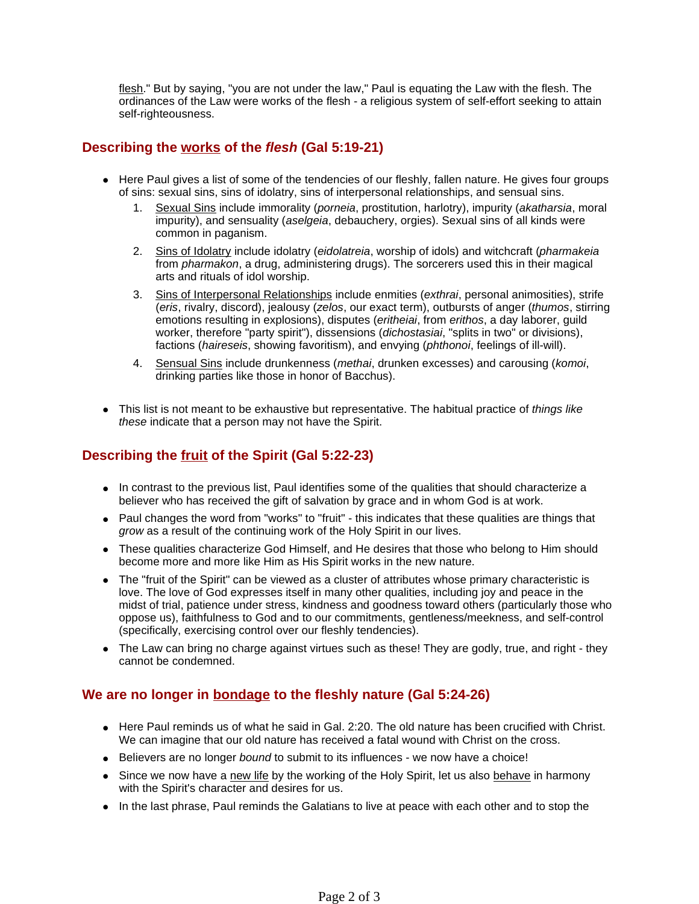flesh." But by saying, "you are not under the law," Paul is equating the Law with the flesh. The ordinances of the Law were works of the flesh - a religious system of self-effort seeking to attain self-righteousness.

## Describing the works of the *flesh* (Gal 5:19-21)

- Here Paul gives a list of some of the tendencies of our fleshly, fallen nature. He gives four groups of sins: sexual sins, sins of idolatry, sins of interpersonal relationships, and sensual sins.
    1. Sexual Sins include immorality (*porneia*, prostitution, harlotry), impurity (*akatharsia*, moral impurity), and sensuality (*aselgeia*, debauchery, orgies). Sexual sins of all kinds were common in paganism.
    2. Sins of Idolatry include idolatry (*eidolatreia*, worship of idols) and witchcraft (*pharmakeia* from *pharmakon*, a drug, administering drugs). The sorcerers used this in their magical arts and rituals of idol worship.
    3. Sins of Interpersonal Relationships include enmities (*exthrai*, personal animosities), strife (*eris*, rivalry, discord), jealousy (*zelos*, our exact term), outbursts of anger (*thumos*, stirring emotions resulting in explosions), disputes (*eritheiai*, from *erithos*, a day laborer, guild worker, therefore "party spirit"), dissensions (*dichostasiai*, "splits in two" or divisions), factions (*haireseis*, showing favoritism), and envying (*phthonoi*, feelings of ill-will).
    4. Sensual Sins include drunkenness (*methai*, drunken excesses) and carousing (*komoi*, drinking parties like those in honor of Bacchus).

- This list is not meant to be exhaustive but representative. The habitual practice of *things like these* indicate that a person may not have the Spirit.

## Describing the fruit of the Spirit (Gal 5:22-23)

- In contrast to the previous list, Paul identifies some of the qualities that should characterize a believer who has received the gift of salvation by grace and in whom God is at work.
- Paul changes the word from "works" to "fruit" - this indicates that these qualities are things that *grow* as a result of the continuing work of the Holy Spirit in our lives.
- These qualities characterize God Himself, and He desires that those who belong to Him should become more and more like Him as His Spirit works in the new nature.
- The "fruit of the Spirit" can be viewed as a cluster of attributes whose primary characteristic is love. The love of God expresses itself in many other qualities, including joy and peace in the midst of trial, patience under stress, kindness and goodness toward others (particularly those who oppose us), faithfulness to God and to our commitments, gentleness/meekness, and self-control (specifically, exercising control over our fleshly tendencies).
- The Law can bring no charge against virtues such as these! They are godly, true, and right - they cannot be condemned.

## We are no longer in bondage to the fleshly nature (Gal 5:24-26)

- Here Paul reminds us of what he said in Gal. 2:20. The old nature has been crucified with Christ. We can imagine that our old nature has received a fatal wound with Christ on the cross.
- Believers are no longer *bound* to submit to its influences - we now have a choice!
- Since we now have a new life by the working of the Holy Spirit, let us also behave in harmony with the Spirit's character and desires for us.
- In the last phrase, Paul reminds the Galatians to live at peace with each other and to stop the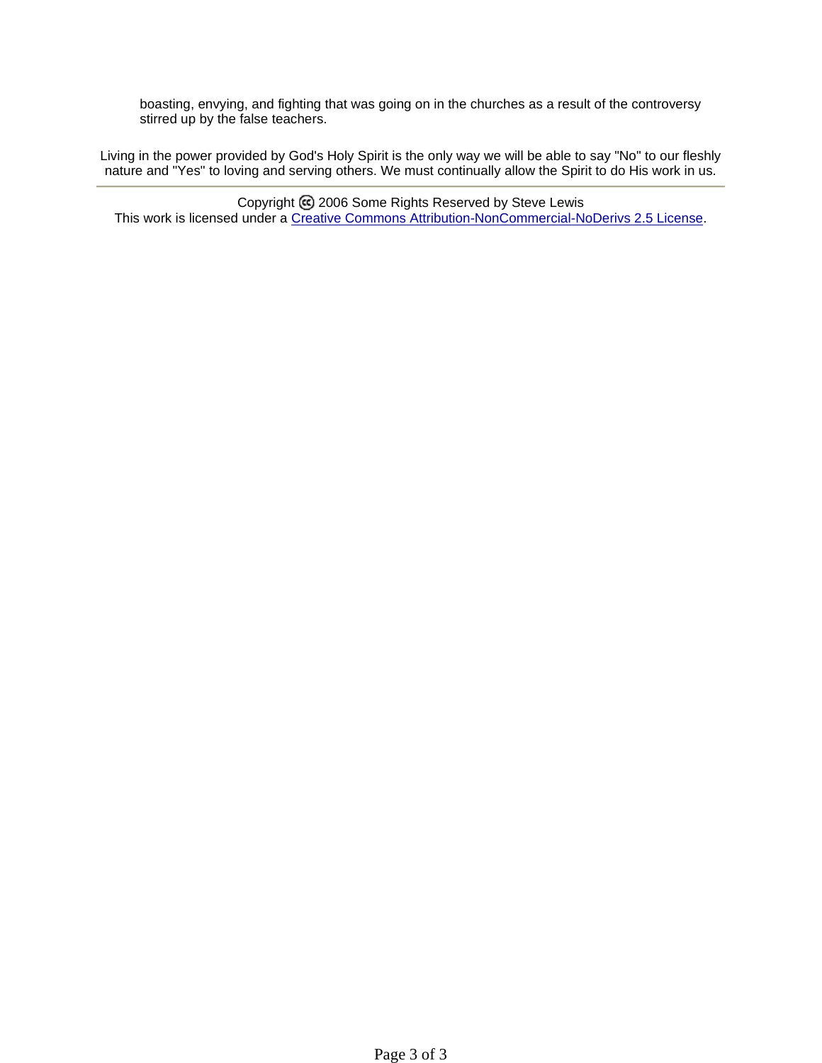boasting, envying, and fighting that was going on in the churches as a result of the controversy stirred up by the false teachers.

Living in the power provided by God's Holy Spirit is the only way we will be able to say "No" to our fleshly nature and "Yes" to loving and serving others. We must continually allow the Spirit to do His work in us.

---

Copyright (cc) 2006 Some Rights Reserved by Steve Lewis
This work is licensed under a Creative Commons Attribution-NonCommercial-NoDerivs 2.5 License.